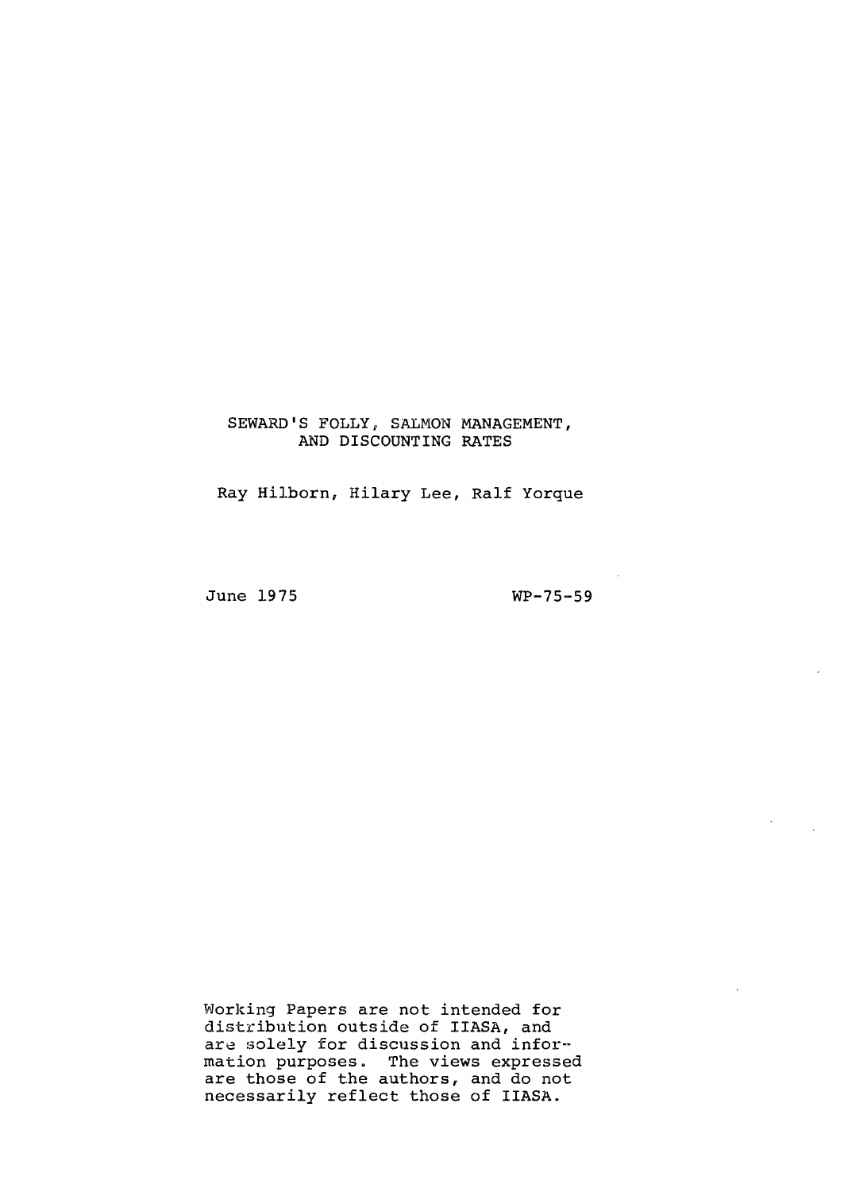# SEWARD'S FOLLY, SALMON MANAGEMENT, AND DISCOUNTING RATES

Ray Hilborn, Hilary Lee, Ralf Yorque

June 1975

WP-75-59

Working Papers are not intended for distribution outside of IIASA, and are solely for discussion and information purposes. The views expressed are those of the authors, and do not necessarily reflect those of IIASA.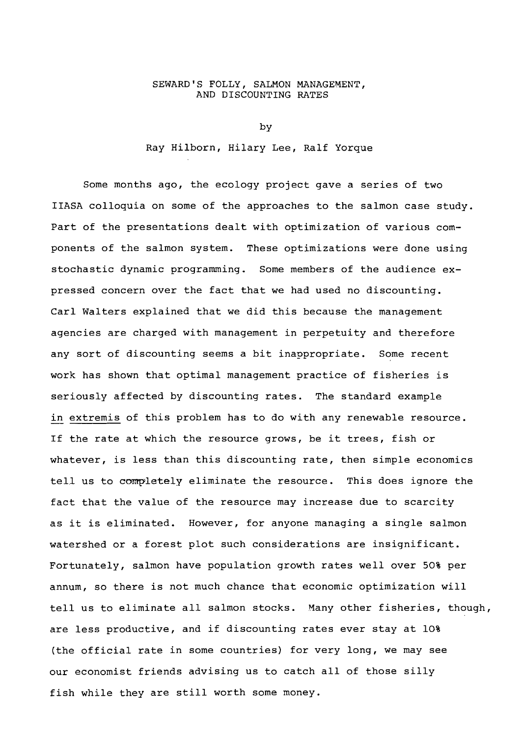# SEWARD'S FOLLY, SALMON MANAGEMENT, AND DISCOUNTING RATES

by

Ray Hilborn, Hilary Lee, Ralf Yorque

Some months ago, the ecology project gave a series of two IIASA colloquia on some of the approaches to the salmon case study. Part of the presentations dealt with optimization of various components of the salmon system. These optimizations were done using stochastic dynamic programming. Some members of the audience expressed concern over the fact that we had used no discounting. Carl Walters explained that we did this because the management agencies are charged with management in perpetuity and therefore any sort of discounting seems a bit inappropriate. Some recent work has shown that optimal management practice of fisheries is seriously affected by discounting rates. The standard example <u>in extremis</u> of this problem has to do with any renewable resource. If the rate at which the resource grows, be it trees, fish or whatever, is less than this discounting rate, then simple economics tell us to completely eliminate the resource. This does ignore the fact that the value of the resource may increase due to scarcity as it is eliminated. However, for anyone managing a single salmon watershed or a forest plot such considerations are insignificant. Fortunately, salmon have population growth rates well over 50% per annum, so there is not much chance that economic optimization will tell us to eliminate all salmon stocks. Many other fisheries, though, are less productive, and if discounting rates ever stay at 10% (the official rate in some countries) for very long, we may see our economist friends advising us to catch all of those silly fish while they are still worth some money.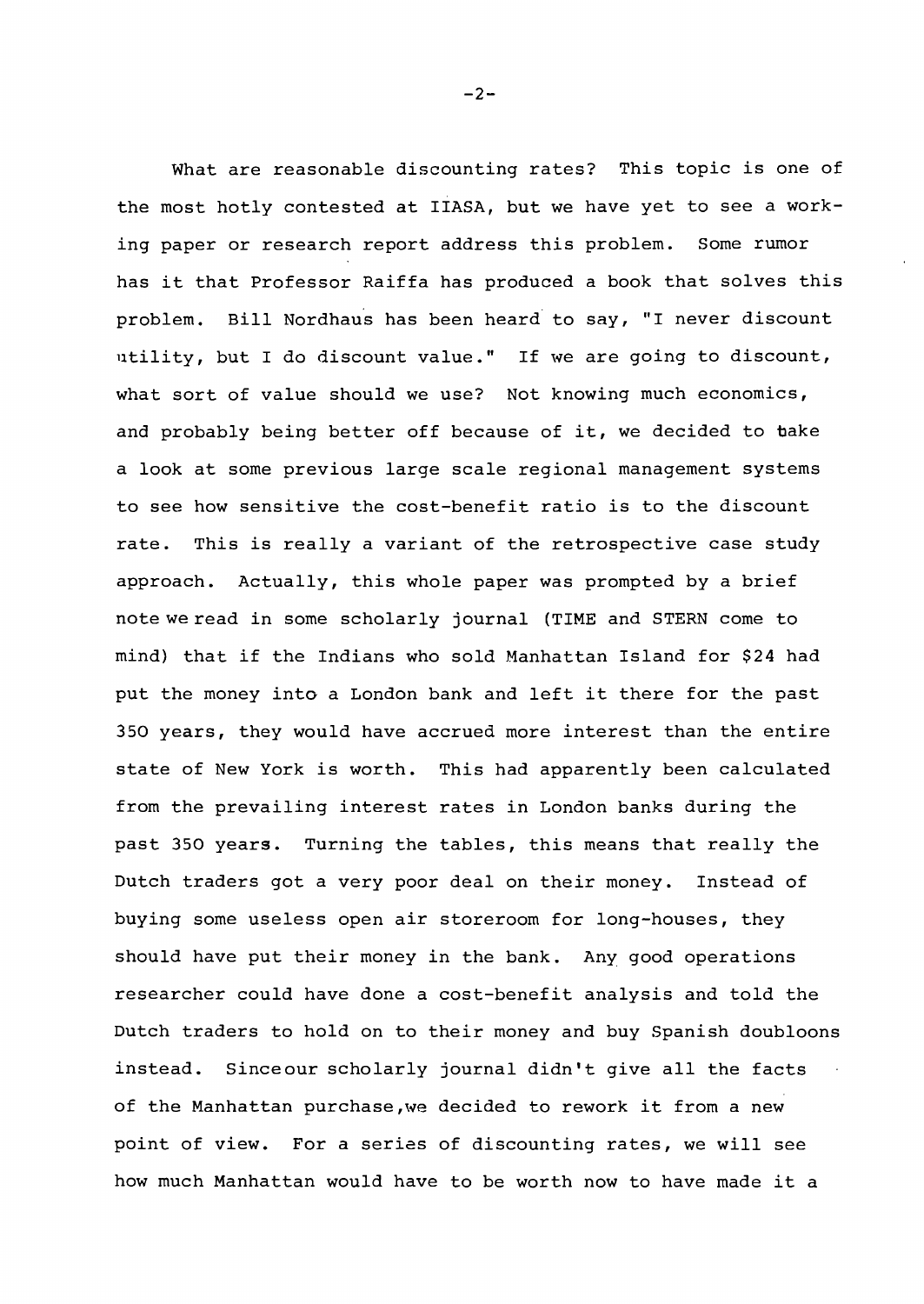What are reasonable discounting rates? This topic is one of the most hotly contested at IIASA, but we have yet to see a working paper or research report address this problem. Some rumor has it that Professor Raiffa has produced a book that solves this problem. Bill Nordhaus has been heard to say, "I never discount utility, but I do discount value." If we are going to discount, what sort of value should we use? Not knowing much economics, and probably being better off because of it, we decided to take a look at some previous large scale regional management systems to see how sensitive the cost-benefit ratio is to the discount rate. This is really a variant of the retrospective case study approach. Actually, this whole paper was prompted by a brief note we read in some scholarly journal (TIME and STERN come to mind) that if the Indians who sold Manhattan Island for $24 had put the money into a London bank and left it there for the past 350 years, they would have accrued more interest than the entire state of New York is worth. This had apparently been calculated from the prevailing interest rates in London banks during the past 350 years. Turning the tables, this means that really the Dutch traders got a very poor deal on their money. Instead of buying some useless open air storeroom for long-houses, they should have put their money in the bank. Any good operations researcher could have done a cost-benefit analysis and told the Dutch traders to hold on to their money and buy Spanish doubloons instead. Since our scholarly journal didn't give all the facts of the Manhattan purchase, we decided to rework it from a new point of view. For a series of discounting rates, we will see how much Manhattan would have to be worth now to have made it a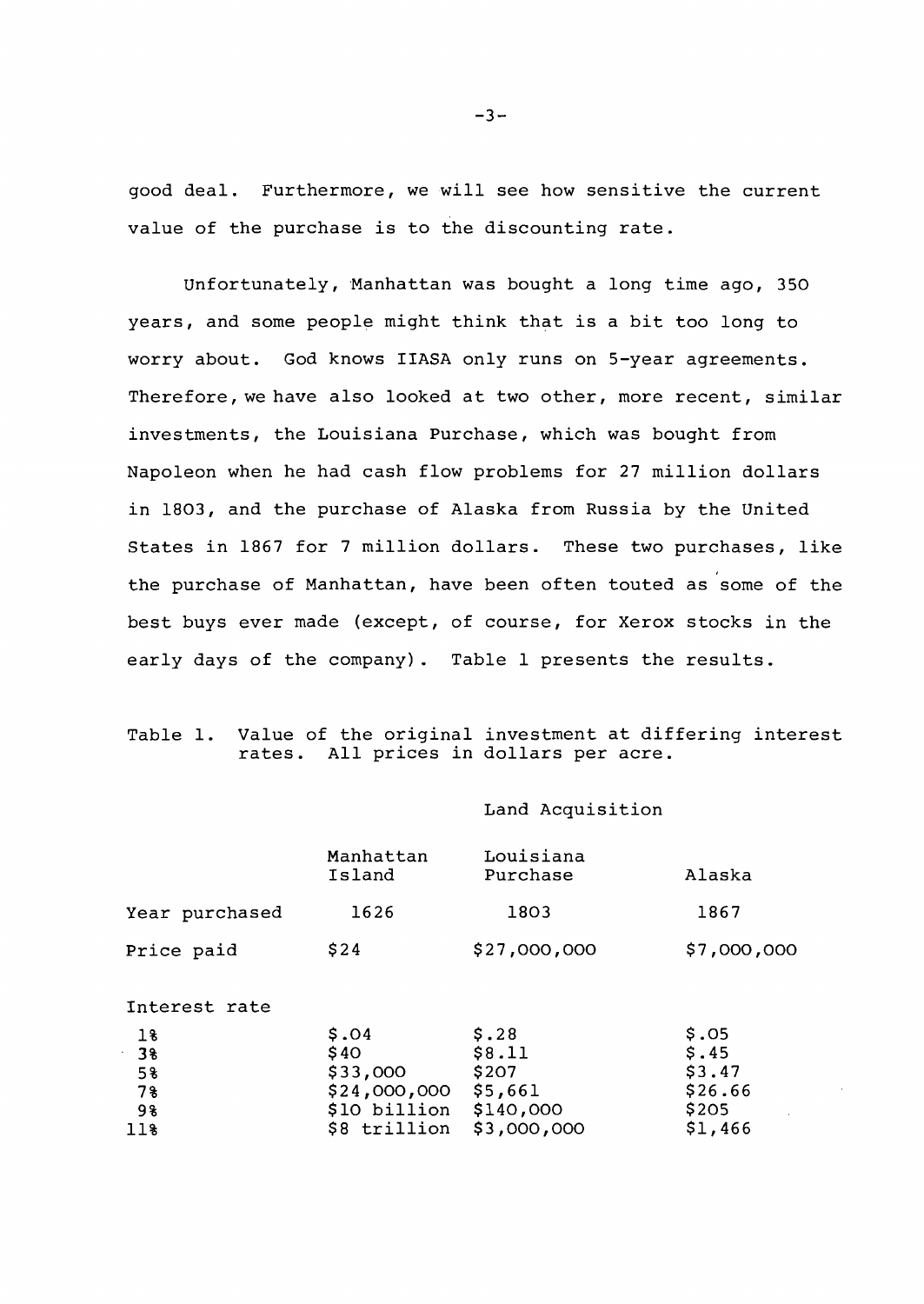good deal. Furthermore, we will see how sensitive the current value of the purchase is to the discounting rate.

Unfortunately, Manhattan was bought a long time ago, 350 years, and some people might think that is a bit too long to worry about. God knows IIASA only runs on 5-year agreements. Therefore, we have also looked at two other, more recent, similar investments, the Louisiana Purchase, which was bought from Napoleon when he had cash flow problems for 27 million dollars in 1803, and the purchase of Alaska from Russia by the United States in 1867 for 7 million dollars. These two purchases, like the purchase of Manhattan, have been often touted as some of the best buys ever made (except, of course, for Xerox stocks in the early days of the company). Table 1 presents the results.

Table 1. Value of the original investment at differing interest rates. All prices in dollars per acre.

| | Land Acquisition | | |
|---|---|---|---|
| | Manhattan Island | Louisiana Purchase | Alaska |
| Year purchased | 1626 | 1803 | 1867 |
| Price paid | $24 | $27,000,000 | $7,000,000 |
| Interest rate | | | |
| 1% | $.04 | $.28 | $.05 |
| 3% | $40 | $8.11 | $.45 |
| 5% | $33,000 | $207 | $3.47 |
| 7% | $24,000,000 | $5,661 | $26.66 |
| 9% | $10 billion | $140,000 | $205 |
| 11% | $8 trillion | $3,000,000 | $1,466 |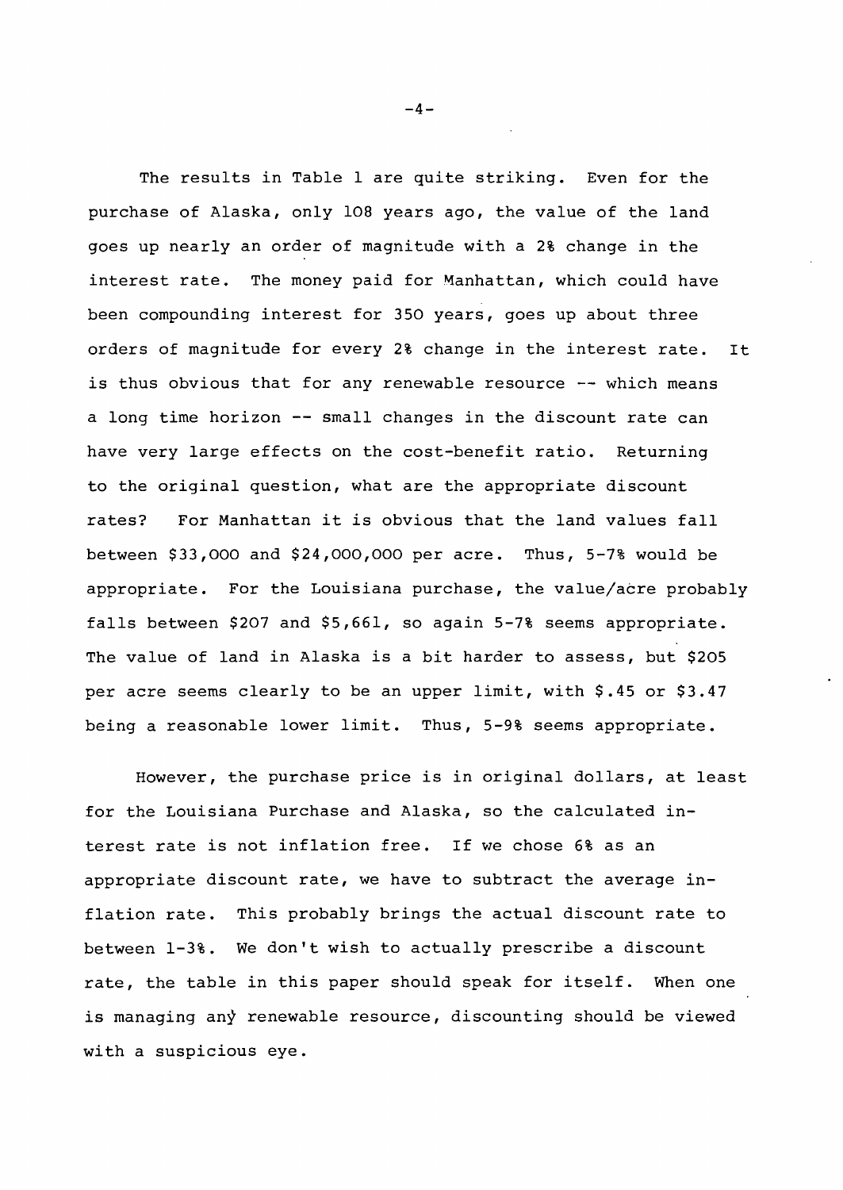The results in Table 1 are quite striking. Even for the purchase of Alaska, only 108 years ago, the value of the land goes up nearly an order of magnitude with a 2% change in the interest rate. The money paid for Manhattan, which could have been compounding interest for 350 years, goes up about three orders of magnitude for every 2% change in the interest rate. It is thus obvious that for any renewable resource -- which means a long time horizon -- small changes in the discount rate can have very large effects on the cost-benefit ratio. Returning to the original question, what are the appropriate discount rates? For Manhattan it is obvious that the land values fall between $33,000 and $24,000,000 per acre. Thus, 5-7% would be appropriate. For the Louisiana purchase, the value/acre probably falls between $207 and $5,661, so again 5-7% seems appropriate. The value of land in Alaska is a bit harder to assess, but $205 per acre seems clearly to be an upper limit, with $.45 or $3.47 being a reasonable lower limit. Thus, 5-9% seems appropriate.

However, the purchase price is in original dollars, at least for the Louisiana Purchase and Alaska, so the calculated interest rate is not inflation free. If we chose 6% as an appropriate discount rate, we have to subtract the average inflation rate. This probably brings the actual discount rate to between 1-3%. We don't wish to actually prescribe a discount rate, the table in this paper should speak for itself. When one is managing any renewable resource, discounting should be viewed with a suspicious eye.